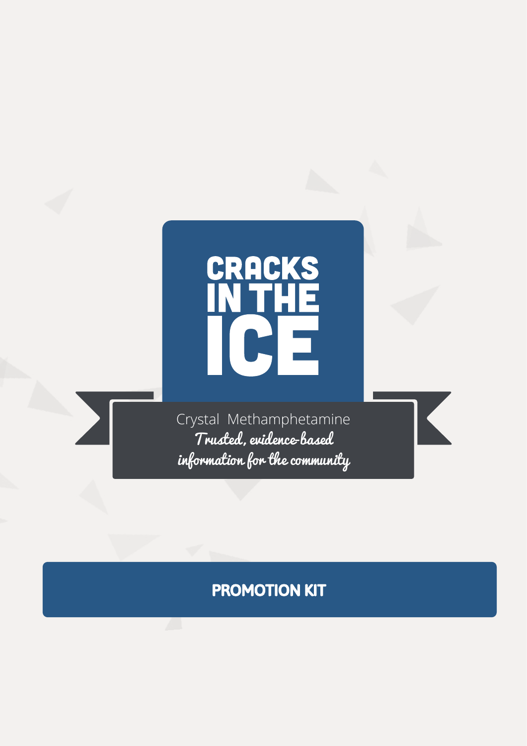# CRACKS IN THE ICE

Crystal Methamphetamine

*Trusted, evidence-based information for the community*

## PROMOTION KIT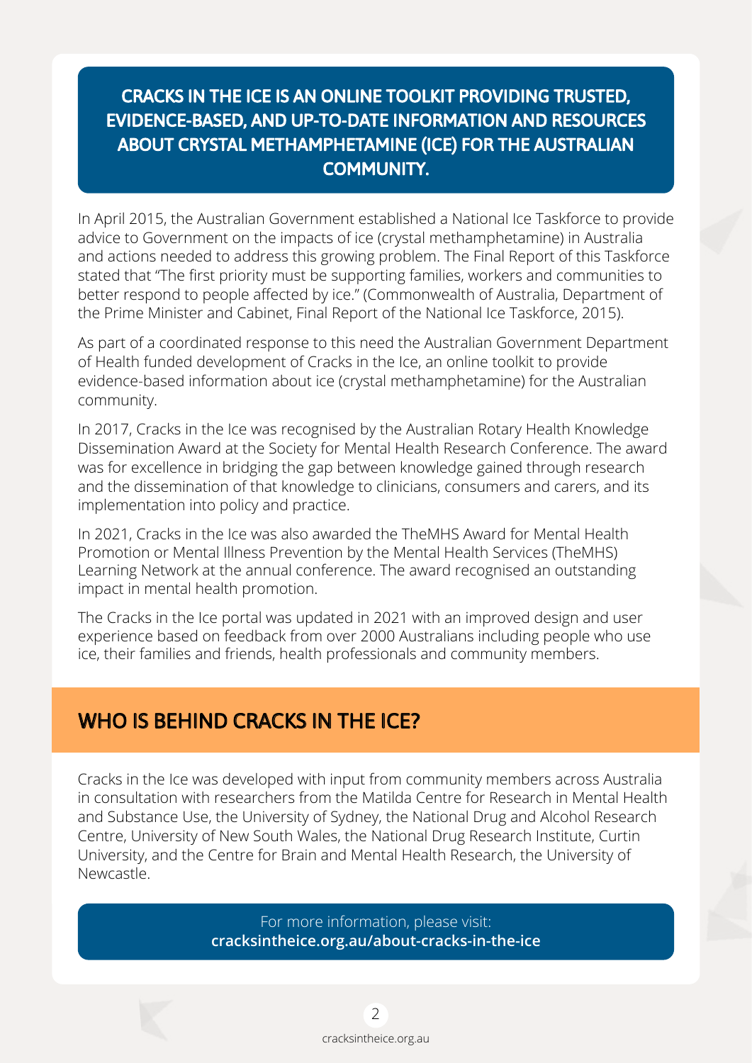**CRACKS IN THE ICE IS AN ONLINE TOOLKIT PROVIDING TRUSTED, EVIDENCE-BASED, AND UP-TO-DATE INFORMATION AND RESOURCES ABOUT CRYSTAL METHAMPHETAMINE (ICE) FOR THE AUSTRALIAN COMMUNITY.**

In April 2015, the Australian Government established a National Ice Taskforce to provide advice to Government on the impacts of ice (crystal methamphetamine) in Australia and actions needed to address this growing problem. The Final Report of this Taskforce stated that "The first priority must be supporting families, workers and communities to better respond to people affected by ice." (Commonwealth of Australia, Department of the Prime Minister and Cabinet, Final Report of the National Ice Taskforce, 2015).

As part of a coordinated response to this need the Australian Government Department of Health funded development of Cracks in the Ice, an online toolkit to provide evidence-based information about ice (crystal methamphetamine) for the Australian community.

In 2017, Cracks in the Ice was recognised by the Australian Rotary Health Knowledge Dissemination Award at the Society for Mental Health Research Conference. The award was for excellence in bridging the gap between knowledge gained through research and the dissemination of that knowledge to clinicians, consumers and carers, and its implementation into policy and practice.

In 2021, Cracks in the Ice was also awarded the TheMHS Award for Mental Health Promotion or Mental Illness Prevention by the Mental Health Services (TheMHS) Learning Network at the annual conference. The award recognised an outstanding impact in mental health promotion.

The Cracks in the Ice portal was updated in 2021 with an improved design and user experience based on feedback from over 2000 Australians including people who use ice, their families and friends, health professionals and community members.

## WHO IS BEHIND CRACKS IN THE ICE?

Cracks in the Ice was developed with input from community members across Australia in consultation with researchers from the Matilda Centre for Research in Mental Health and Substance Use, the University of Sydney, the National Drug and Alcohol Research Centre, University of New South Wales, the National Drug Research Institute, Curtin University, and the Centre for Brain and Mental Health Research, the University of Newcastle.

For more information, please visit:
**cracksintheice.org.au/about-cracks-in-the-ice**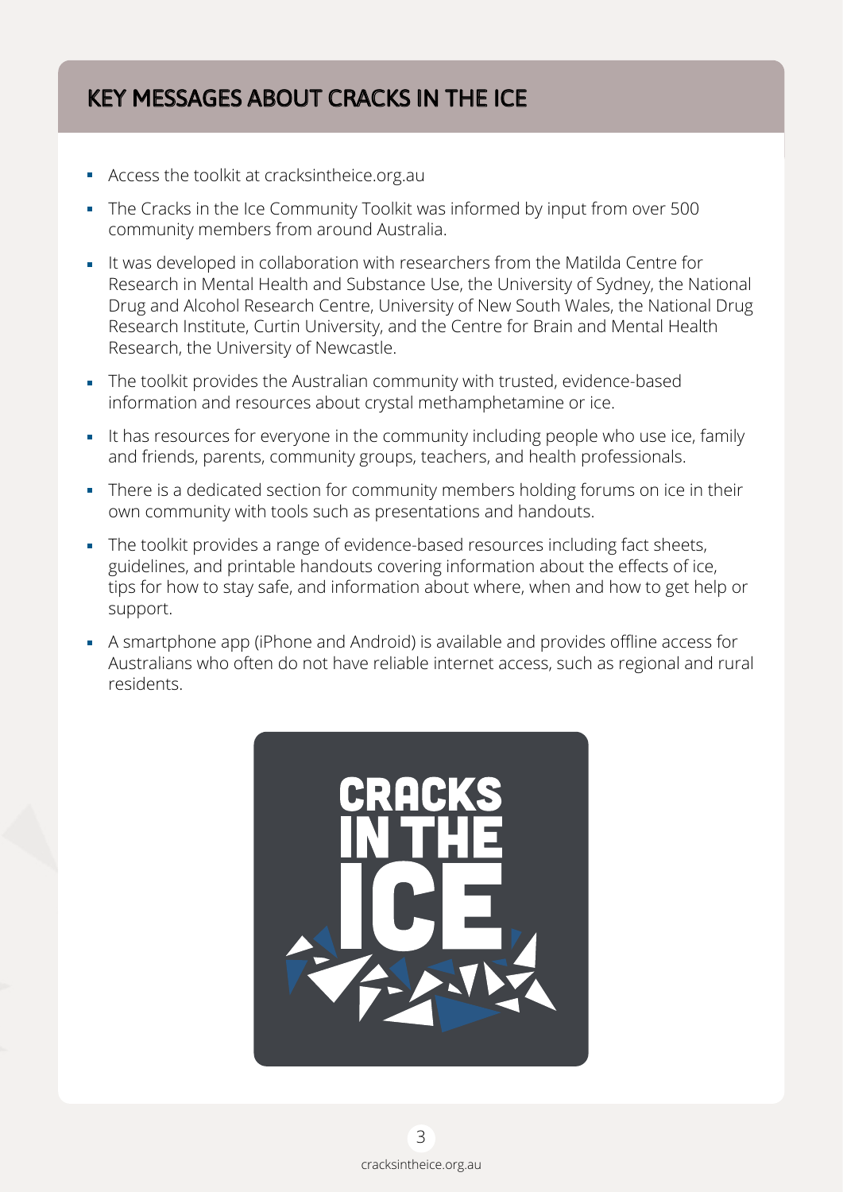## KEY MESSAGES ABOUT CRACKS IN THE ICE

- Access the toolkit at cracksintheice.org.au
- The Cracks in the Ice Community Toolkit was informed by input from over 500 community members from around Australia.
- It was developed in collaboration with researchers from the Matilda Centre for Research in Mental Health and Substance Use, the University of Sydney, the National Drug and Alcohol Research Centre, University of New South Wales, the National Drug Research Institute, Curtin University, and the Centre for Brain and Mental Health Research, the University of Newcastle.
- The toolkit provides the Australian community with trusted, evidence-based information and resources about crystal methamphetamine or ice.
- It has resources for everyone in the community including people who use ice, family and friends, parents, community groups, teachers, and health professionals.
- There is a dedicated section for community members holding forums on ice in their own community with tools such as presentations and handouts.
- The toolkit provides a range of evidence-based resources including fact sheets, guidelines, and printable handouts covering information about the effects of ice, tips for how to stay safe, and information about where, when and how to get help or support.
- A smartphone app (iPhone and Android) is available and provides offline access for Australians who often do not have reliable internet access, such as regional and rural residents.

CRACKS IN THE ICE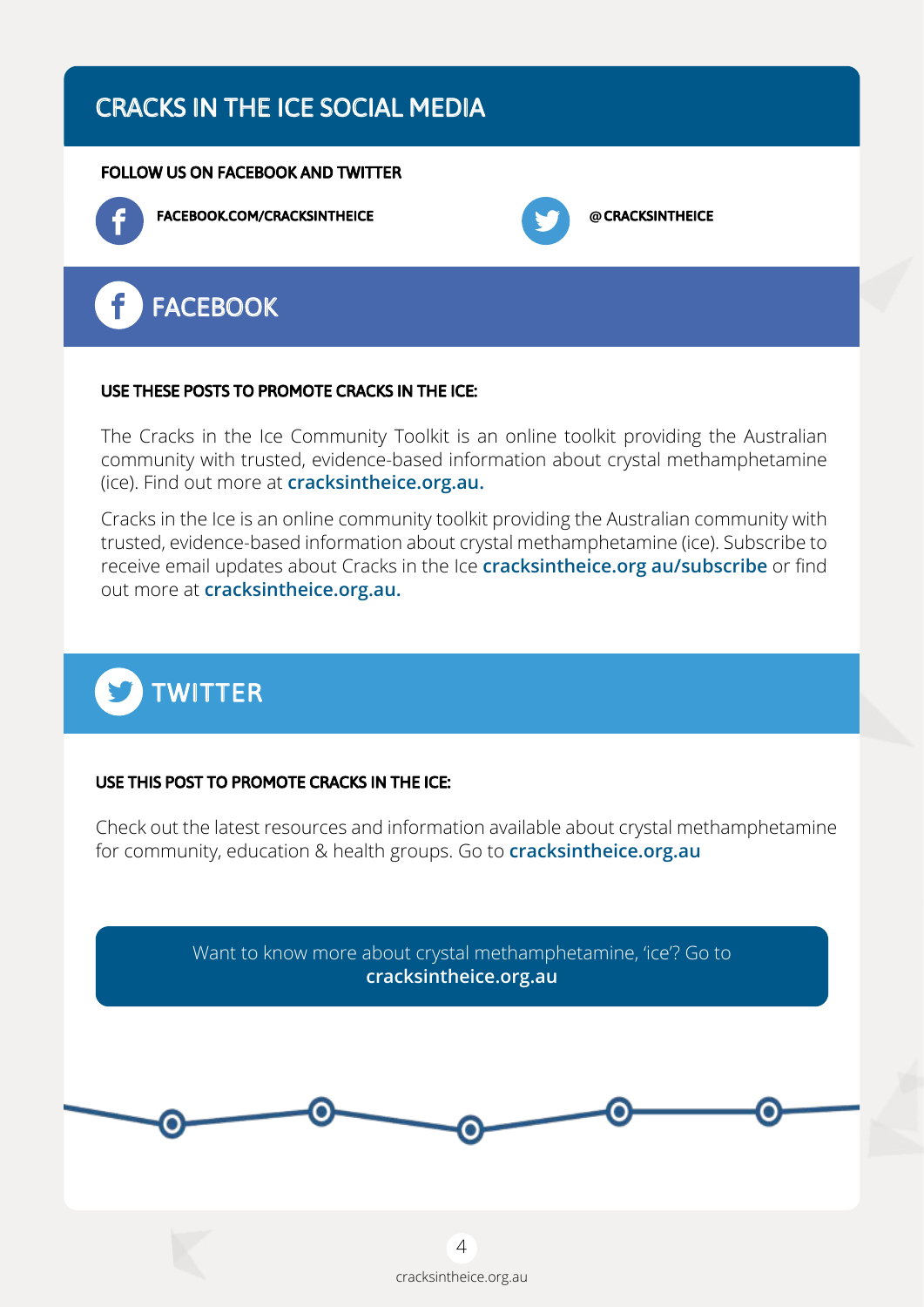# CRACKS IN THE ICE SOCIAL MEDIA

**FOLLOW US ON FACEBOOK AND TWITTER**

**FACEBOOK.COM/CRACKSINTHEICE**

**@CRACKSINTHEICE**

## FACEBOOK

**USE THESE POSTS TO PROMOTE CRACKS IN THE ICE:**

The Cracks in the Ice Community Toolkit is an online toolkit providing the Australian community with trusted, evidence-based information about crystal methamphetamine (ice). Find out more at **cracksintheice.org.au.**

Cracks in the Ice is an online community toolkit providing the Australian community with trusted, evidence-based information about crystal methamphetamine (ice). Subscribe to receive email updates about Cracks in the Ice **cracksintheice.org au/subscribe** or find out more at **cracksintheice.org.au.**

## TWITTER

**USE THIS POST TO PROMOTE CRACKS IN THE ICE:**

Check out the latest resources and information available about crystal methamphetamine for community, education & health groups. Go to **cracksintheice.org.au**

Want to know more about crystal methamphetamine, 'ice'? Go to **cracksintheice.org.au**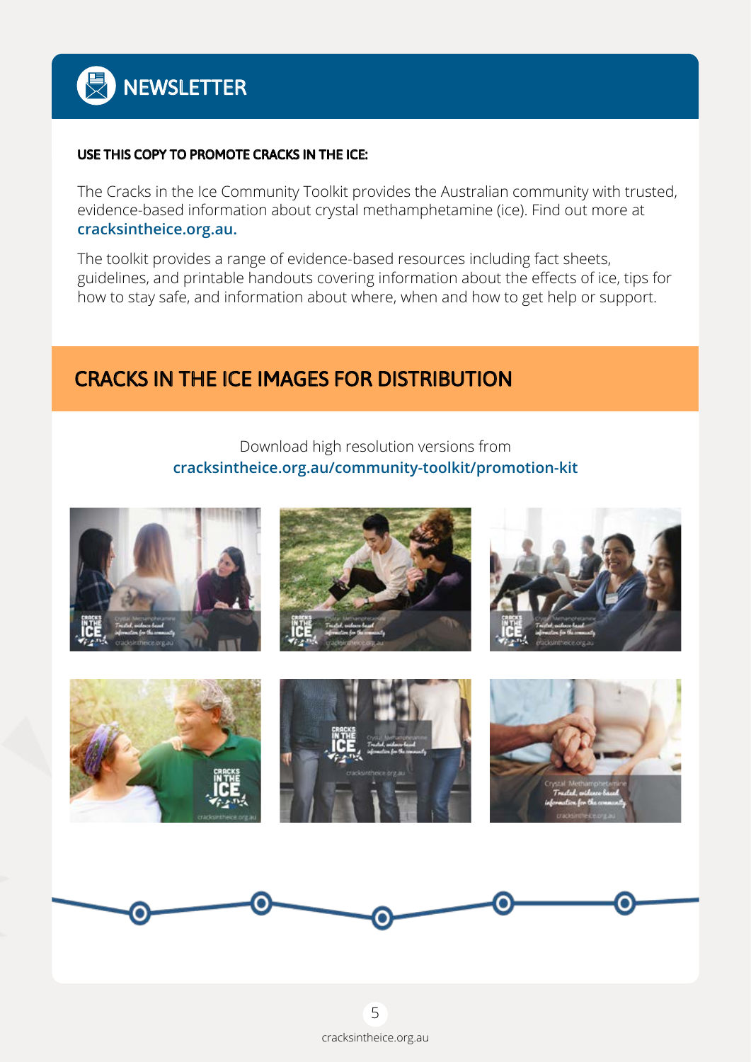# NEWSLETTER

**USE THIS COPY TO PROMOTE CRACKS IN THE ICE:**

The Cracks in the Ice Community Toolkit provides the Australian community with trusted, evidence-based information about crystal methamphetamine (ice). Find out more at **cracksintheice.org.au.**

The toolkit provides a range of evidence-based resources including fact sheets, guidelines, and printable handouts covering information about the effects of ice, tips for how to stay safe, and information about where, when and how to get help or support.

## CRACKS IN THE ICE IMAGES FOR DISTRIBUTION

Download high resolution versions from
**cracksintheice.org.au/community-toolkit/promotion-kit**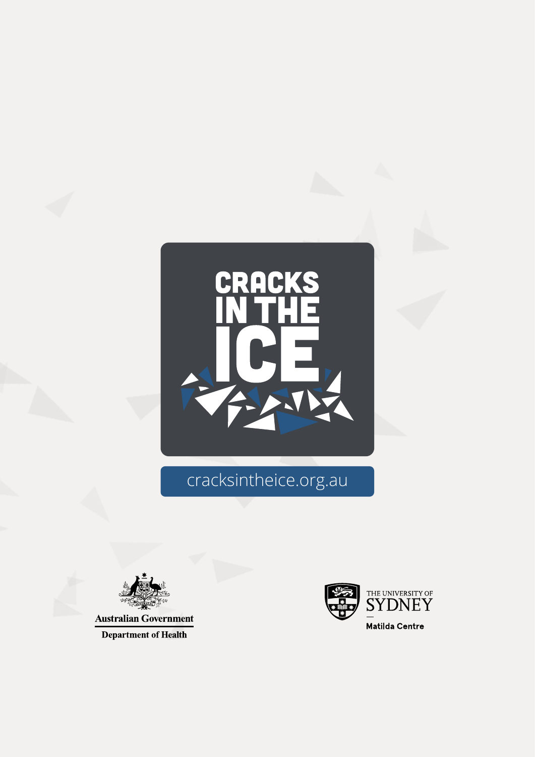CRACKS IN THE ICE

cracksintheice.org.au

Australian Government

Department of Health

THE UNIVERSITY OF SYDNEY

Matilda Centre